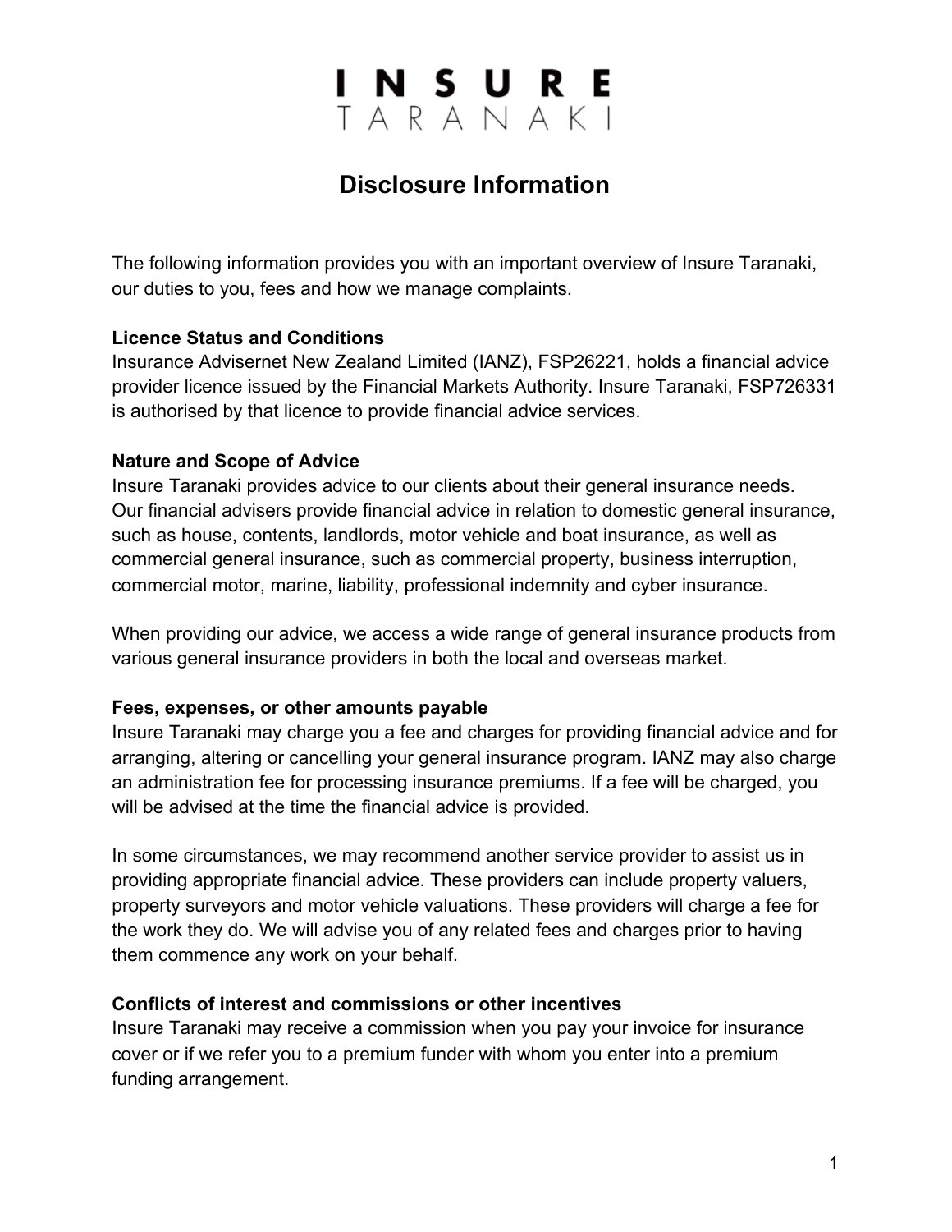# INSURE TARANAKI

## Disclosure Information

The following information provides you with an important overview of Insure Taranaki, our duties to you, fees and how we manage complaints.

**Licence Status and Conditions**
Insurance Advisernet New Zealand Limited (IANZ), FSP26221, holds a financial advice provider licence issued by the Financial Markets Authority. Insure Taranaki, FSP726331 is authorised by that licence to provide financial advice services.

**Nature and Scope of Advice**
Insure Taranaki provides advice to our clients about their general insurance needs. Our financial advisers provide financial advice in relation to domestic general insurance, such as house, contents, landlords, motor vehicle and boat insurance, as well as commercial general insurance, such as commercial property, business interruption, commercial motor, marine, liability, professional indemnity and cyber insurance.

When providing our advice, we access a wide range of general insurance products from various general insurance providers in both the local and overseas market.

**Fees, expenses, or other amounts payable**
Insure Taranaki may charge you a fee and charges for providing financial advice and for arranging, altering or cancelling your general insurance program. IANZ may also charge an administration fee for processing insurance premiums. If a fee will be charged, you will be advised at the time the financial advice is provided.

In some circumstances, we may recommend another service provider to assist us in providing appropriate financial advice. These providers can include property valuers, property surveyors and motor vehicle valuations. These providers will charge a fee for the work they do. We will advise you of any related fees and charges prior to having them commence any work on your behalf.

**Conflicts of interest and commissions or other incentives**
Insure Taranaki may receive a commission when you pay your invoice for insurance cover or if we refer you to a premium funder with whom you enter into a premium funding arrangement.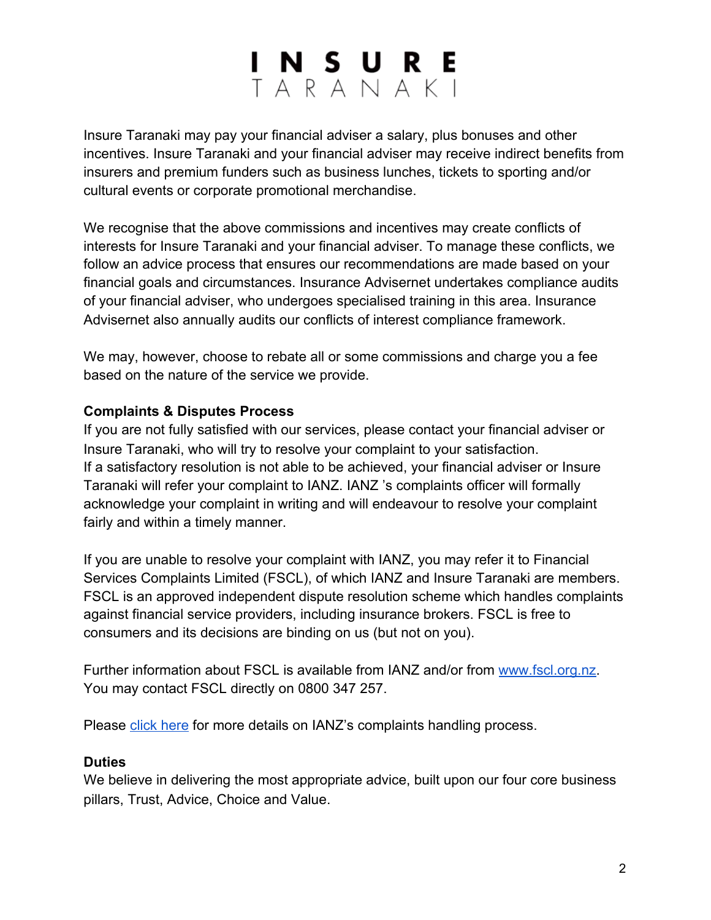Insure Taranaki may pay your financial adviser a salary, plus bonuses and other incentives. Insure Taranaki and your financial adviser may receive indirect benefits from insurers and premium funders such as business lunches, tickets to sporting and/or cultural events or corporate promotional merchandise.

We recognise that the above commissions and incentives may create conflicts of interests for Insure Taranaki and your financial adviser. To manage these conflicts, we follow an advice process that ensures our recommendations are made based on your financial goals and circumstances. Insurance Advisernet undertakes compliance audits of your financial adviser, who undergoes specialised training in this area. Insurance Advisernet also annually audits our conflicts of interest compliance framework.

We may, however, choose to rebate all or some commissions and charge you a fee based on the nature of the service we provide.

**Complaints & Disputes Process**

If you are not fully satisfied with our services, please contact your financial adviser or Insure Taranaki, who will try to resolve your complaint to your satisfaction.
If a satisfactory resolution is not able to be achieved, your financial adviser or Insure Taranaki will refer your complaint to IANZ. IANZ 's complaints officer will formally acknowledge your complaint in writing and will endeavour to resolve your complaint fairly and within a timely manner.

If you are unable to resolve your complaint with IANZ, you may refer it to Financial Services Complaints Limited (FSCL), of which IANZ and Insure Taranaki are members. FSCL is an approved independent dispute resolution scheme which handles complaints against financial service providers, including insurance brokers. FSCL is free to consumers and its decisions are binding on us (but not on you).

Further information about FSCL is available from IANZ and/or from [www.fscl.org.nz](http://www.fscl.org.nz). You may contact FSCL directly on 0800 347 257.

Please click here for more details on IANZ's complaints handling process.

**Duties**

We believe in delivering the most appropriate advice, built upon our four core business pillars, Trust, Advice, Choice and Value.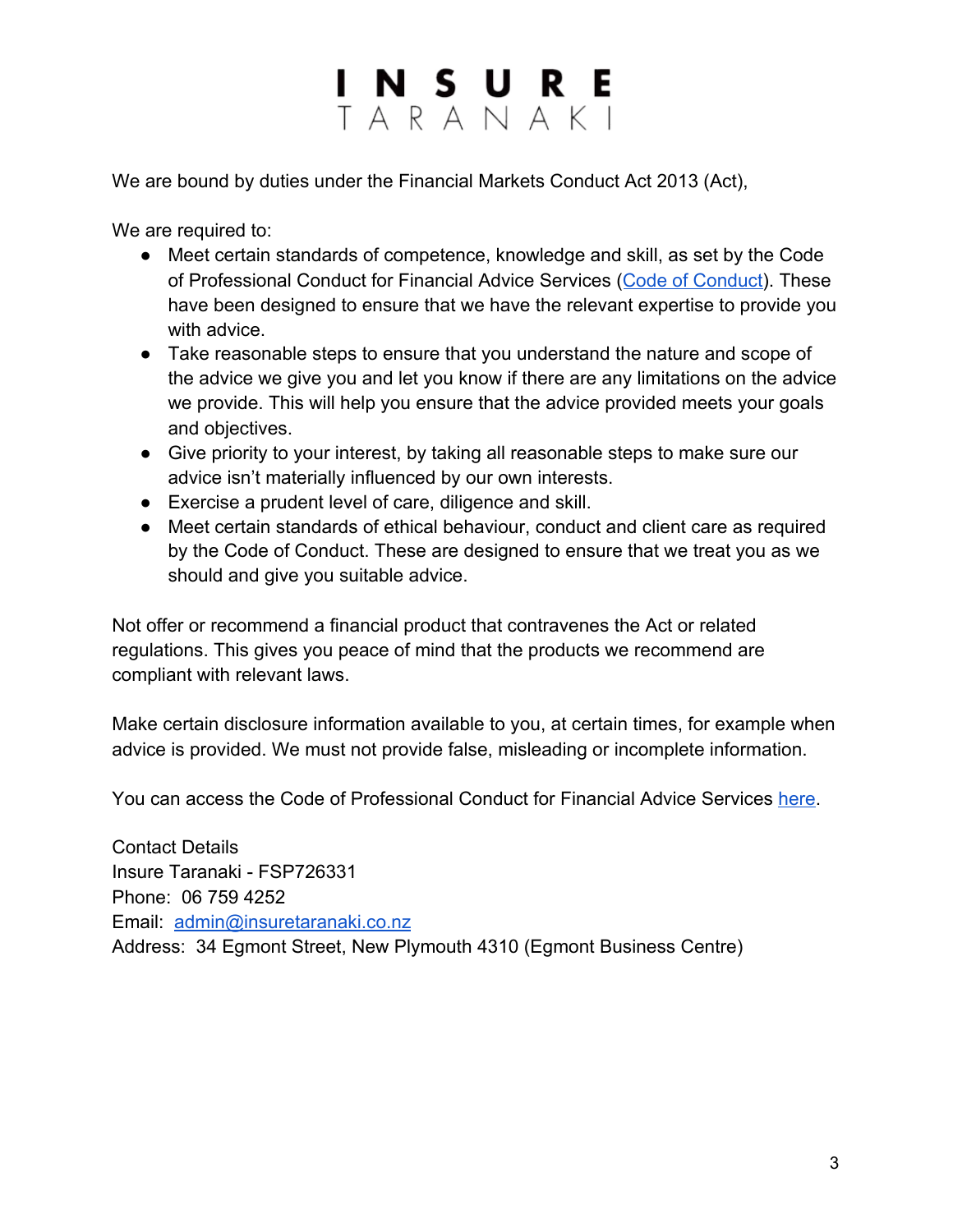# INSURE TARANAKI

We are bound by duties under the Financial Markets Conduct Act 2013 (Act),

We are required to:

- Meet certain standards of competence, knowledge and skill, as set by the Code of Professional Conduct for Financial Advice Services (Code of Conduct). These have been designed to ensure that we have the relevant expertise to provide you with advice.
- Take reasonable steps to ensure that you understand the nature and scope of the advice we give you and let you know if there are any limitations on the advice we provide. This will help you ensure that the advice provided meets your goals and objectives.
- Give priority to your interest, by taking all reasonable steps to make sure our advice isn't materially influenced by our own interests.
- Exercise a prudent level of care, diligence and skill.
- Meet certain standards of ethical behaviour, conduct and client care as required by the Code of Conduct. These are designed to ensure that we treat you as we should and give you suitable advice.

Not offer or recommend a financial product that contravenes the Act or related regulations. This gives you peace of mind that the products we recommend are compliant with relevant laws.

Make certain disclosure information available to you, at certain times, for example when advice is provided. We must not provide false, misleading or incomplete information.

You can access the Code of Professional Conduct for Financial Advice Services here.

Contact Details
Insure Taranaki - FSP726331
Phone: 06 759 4252
Email: admin@insuretaranaki.co.nz
Address: 34 Egmont Street, New Plymouth 4310 (Egmont Business Centre)